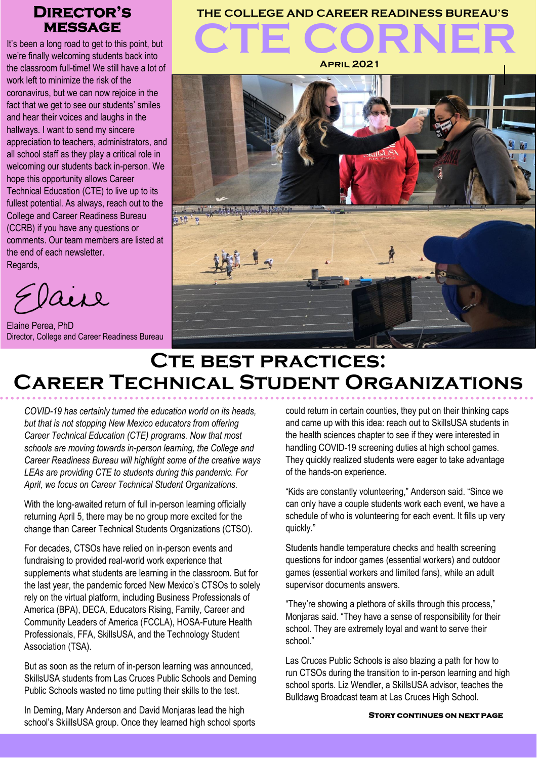## Director's Message

It's been a long road to get to this point, but we're finally welcoming students back into the classroom full-time! We still have a lot of work left to minimize the risk of the coronavirus, but we can now rejoice in the fact that we get to see our students' smiles and hear their voices and laughs in the hallways. I want to send my sincere appreciation to teachers, administrators, and all school staff as they play a critical role in welcoming our students back in-person. We hope this opportunity allows Career Technical Education (CTE) to live up to its fullest potential. As always, reach out to the College and Career Readiness Bureau (CCRB) if you have any questions or comments. Our team members are listed at the end of each newsletter.

Regards,

Elaine

Elaine Perea, PhD
Director, College and Career Readiness Bureau

# The College and Career Readiness Bureau's CTE Corner

**April 2021**

## CTE Best Practices: Career Technical Student Organizations

*COVID-19 has certainly turned the education world on its heads, but that is not stopping New Mexico educators from offering Career Technical Education (CTE) programs. Now that most schools are moving towards in-person learning, the College and Career Readiness Bureau will highlight some of the creative ways LEAs are providing CTE to students during this pandemic. For April, we focus on Career Technical Student Organizations.*

With the long-awaited return of full in-person learning officially returning April 5, there may be no group more excited for the change than Career Technical Students Organizations (CTSO).

For decades, CTSOs have relied on in-person events and fundraising to provided real-world work experience that supplements what students are learning in the classroom. But for the last year, the pandemic forced New Mexico's CTSOs to solely rely on the virtual platform, including Business Professionals of America (BPA), DECA, Educators Rising, Family, Career and Community Leaders of America (FCCLA), HOSA-Future Health Professionals, FFA, SkillsUSA, and the Technology Student Association (TSA).

But as soon as the return of in-person learning was announced, SkillsUSA students from Las Cruces Public Schools and Deming Public Schools wasted no time putting their skills to the test.

In Deming, Mary Anderson and David Monjaras lead the high school's SkiillsUSA group. Once they learned high school sports could return in certain counties, they put on their thinking caps and came up with this idea: reach out to SkillsUSA students in the health sciences chapter to see if they were interested in handling COVID-19 screening duties at high school games. They quickly realized students were eager to take advantage of the hands-on experience.

"Kids are constantly volunteering," Anderson said. "Since we can only have a couple students work each event, we have a schedule of who is volunteering for each event. It fills up very quickly."

Students handle temperature checks and health screening questions for indoor games (essential workers) and outdoor games (essential workers and limited fans), while an adult supervisor documents answers.

"They're showing a plethora of skills through this process," Monjaras said. "They have a sense of responsibility for their school. They are extremely loyal and want to serve their school."

Las Cruces Public Schools is also blazing a path for how to run CTSOs during the transition to in-person learning and high school sports. Liz Wendler, a SkillsUSA advisor, teaches the Bulldawg Broadcast team at Las Cruces High School.

**Story continues on next page**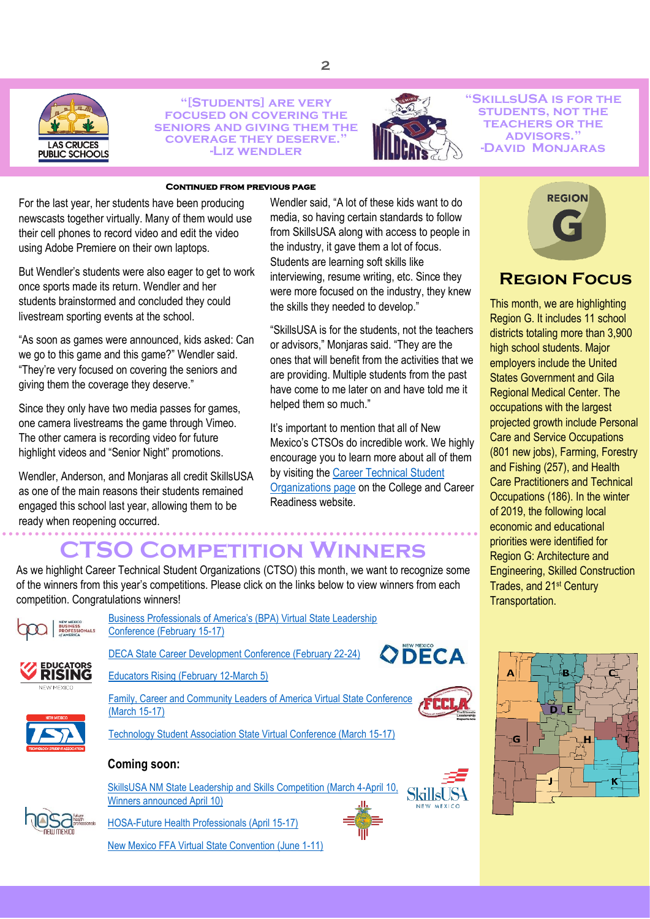"[Students] are very focused on covering the seniors and giving them the coverage they deserve." -Liz Wendler

"SkillsUSA is for the students, not the teachers or the advisors." -David Monjaras

**Continued from previous page**

For the last year, her students have been producing newscasts together virtually. Many of them would use their cell phones to record video and edit the video using Adobe Premiere on their own laptops.

But Wendler's students were also eager to get to work once sports made its return. Wendler and her students brainstormed and concluded they could livestream sporting events at the school.

"As soon as games were announced, kids asked: Can we go to this game and this game?" Wendler said. "They're very focused on covering the seniors and giving them the coverage they deserve."

Since they only have two media passes for games, one camera livestreams the game through Vimeo. The other camera is recording video for future highlight videos and "Senior Night" promotions.

Wendler, Anderson, and Monjaras all credit SkillsUSA as one of the main reasons their students remained engaged this school last year, allowing them to be ready when reopening occurred.

Wendler said, "A lot of these kids want to do media, so having certain standards to follow from SkillsUSA along with access to people in the industry, it gave them a lot of focus. Students are learning soft skills like interviewing, resume writing, etc. Since they were more focused on the industry, they knew the skills they needed to develop."

"SkillsUSA is for the students, not the teachers or advisors," Monjaras said. "They are the ones that will benefit from the activities that we are providing. Multiple students from the past have come to me later on and have told me it helped them so much."

It's important to mention that all of New Mexico's CTSOs do incredible work. We highly encourage you to learn more about all of them by visiting the [Career Technical Student Organizations page] on the College and Career Readiness website.

# CTSO Competition Winners

As we highlight Career Technical Student Organizations (CTSO) this month, we want to recognize some of the winners from this year's competitions. Please click on the links below to view winners from each competition. Congratulations winners!

[Business Professionals of America's (BPA) Virtual State Leadership Conference (February 15-17)]

[DECA State Career Development Conference (February 22-24)]

[Educators Rising (February 12-March 5)]

[Family, Career and Community Leaders of America Virtual State Conference (March 15-17)]

[Technology Student Association State Virtual Conference (March 15-17)]

**Coming soon:**

[SkillsUSA NM State Leadership and Skills Competition (March 4-April 10, Winners announced April 10)]

[HOSA-Future Health Professionals (April 15-17)]

[New Mexico FFA Virtual State Convention (June 1-11)]

## Region Focus

REGION G

This month, we are highlighting Region G. It includes 11 school districts totaling more than 3,900 high school students. Major employers include the United States Government and Gila Regional Medical Center. The occupations with the largest projected growth include Personal Care and Service Occupations (801 new jobs), Farming, Forestry and Fishing (257), and Health Care Practitioners and Technical Occupations (186). In the winter of 2019, the following local economic and educational priorities were identified for Region G: Architecture and Engineering, Skilled Construction Trades, and 21st Century Transportation.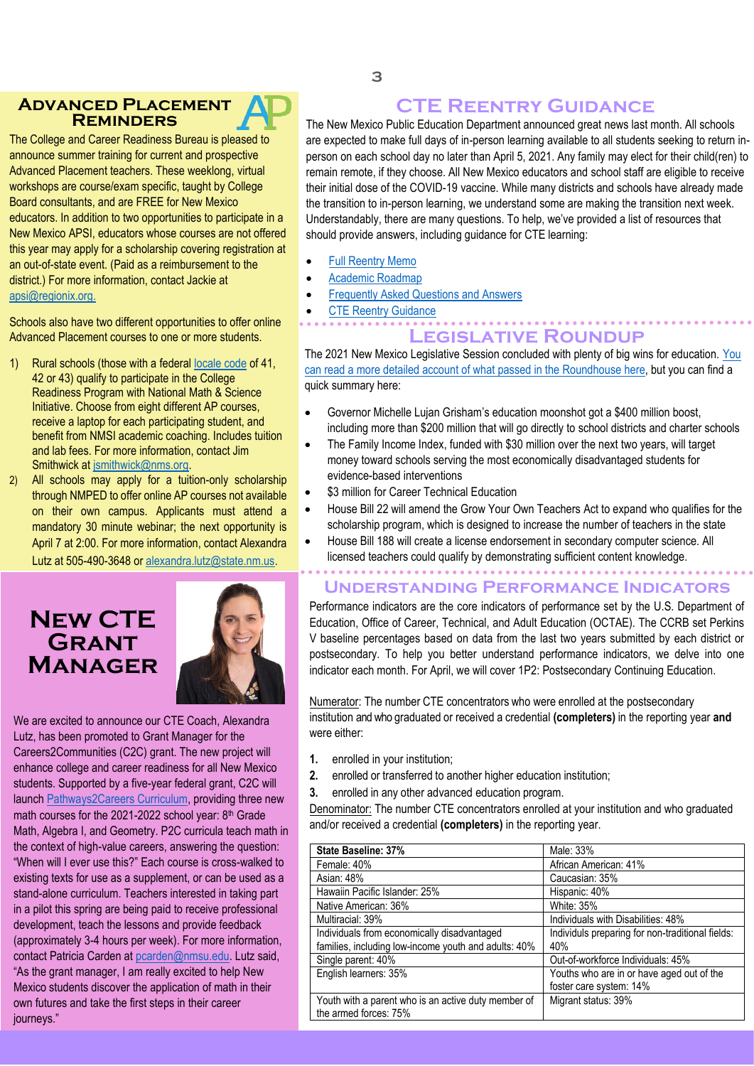## Advanced Placement Reminders

The College and Career Readiness Bureau is pleased to announce summer training for current and prospective Advanced Placement teachers. These weeklong, virtual workshops are course/exam specific, taught by College Board consultants, and are FREE for New Mexico educators. In addition to two opportunities to participate in a New Mexico APSI, educators whose courses are not offered this year may apply for a scholarship covering registration at an out-of-state event. (Paid as a reimbursement to the district.) For more information, contact Jackie at apsi@regionix.org.

Schools also have two different opportunities to offer online Advanced Placement courses to one or more students.

1) Rural schools (those with a federal locale code of 41, 42 or 43) qualify to participate in the College Readiness Program with National Math & Science Initiative. Choose from eight different AP courses, receive a laptop for each participating student, and benefit from NMSI academic coaching. Includes tuition and lab fees. For more information, contact Jim Smithwick at jsmithwick@nms.org.
2) All schools may apply for a tuition-only scholarship through NMPED to offer online AP courses not available on their own campus. Applicants must attend a mandatory 30 minute webinar; the next opportunity is April 7 at 2:00. For more information, contact Alexandra Lutz at 505-490-3648 or alexandra.lutz@state.nm.us.

## New CTE Grant Manager

We are excited to announce our CTE Coach, Alexandra Lutz, has been promoted to Grant Manager for the Careers2Communities (C2C) grant. The new project will enhance college and career readiness for all New Mexico students. Supported by a five-year federal grant, C2C will launch Pathways2Careers Curriculum, providing three new math courses for the 2021-2022 school year: 8th Grade Math, Algebra I, and Geometry. P2C curricula teach math in the context of high-value careers, answering the question: "When will I ever use this?" Each course is cross-walked to existing texts for use as a supplement, or can be used as a stand-alone curriculum. Teachers interested in taking part in a pilot this spring are being paid to receive professional development, teach the lessons and provide feedback (approximately 3-4 hours per week). For more information, contact Patricia Carden at pcarden@nmsu.edu. Lutz said, "As the grant manager, I am really excited to help New Mexico students discover the application of math in their own futures and take the first steps in their career journeys."

## CTE Reentry Guidance

The New Mexico Public Education Department announced great news last month. All schools are expected to make full days of in-person learning available to all students seeking to return in-person on each school day no later than April 5, 2021. Any family may elect for their child(ren) to remain remote, if they choose. All New Mexico educators and school staff are eligible to receive their initial dose of the COVID-19 vaccine. While many districts and schools have already made the transition to in-person learning, we understand some are making the transition next week. Understandably, there are many questions. To help, we've provided a list of resources that should provide answers, including guidance for CTE learning:

- Full Reentry Memo
- Academic Roadmap
- Frequently Asked Questions and Answers
- CTE Reentry Guidance

## Legislative Roundup

The 2021 New Mexico Legislative Session concluded with plenty of big wins for education. You can read a more detailed account of what passed in the Roundhouse here, but you can find a quick summary here:

- Governor Michelle Lujan Grisham's education moonshot got a $400 million boost, including more than $200 million that will go directly to school districts and charter schools
- The Family Income Index, funded with $30 million over the next two years, will target money toward schools serving the most economically disadvantaged students for evidence-based interventions
- $3 million for Career Technical Education
- House Bill 22 will amend the Grow Your Own Teachers Act to expand who qualifies for the scholarship program, which is designed to increase the number of teachers in the state
- House Bill 188 will create a license endorsement in secondary computer science. All licensed teachers could qualify by demonstrating sufficient content knowledge.

## Understanding Performance Indicators

Performance indicators are the core indicators of performance set by the U.S. Department of Education, Office of Career, Technical, and Adult Education (OCTAE). The CCRB set Perkins V baseline percentages based on data from the last two years submitted by each district or postsecondary. To help you better understand performance indicators, we delve into one indicator each month. For April, we will cover 1P2: Postsecondary Continuing Education.

Numerator: The number CTE concentrators who were enrolled at the postsecondary institution and who graduated or received a credential **(completers)** in the reporting year **and** were either:

1. enrolled in your institution;
2. enrolled or transferred to another higher education institution;
3. enrolled in any other advanced education program.

Denominator: The number CTE concentrators enrolled at your institution and who graduated and/or received a credential **(completers)** in the reporting year.

| | |
|---|---|
| **State Baseline: 37%** | Male: 33% |
| Female: 40% | African American: 41% |
| Asian: 48% | Caucasian: 35% |
| Hawaiin Pacific Islander: 25% | Hispanic: 40% |
| Native American: 36% | White: 35% |
| Multiracial: 39% | Individuals with Disabilities: 48% |
| Individuals from economically disadvantaged families, including low-income youth and adults: 40% | Individuls preparing for non-traditional fields: 40% |
| Single parent: 40% | Out-of-workforce Individuals: 45% |
| English learners: 35% | Youths who are in or have aged out of the foster care system: 14% |
| Youth with a parent who is an active duty member of the armed forces: 75% | Migrant status: 39% |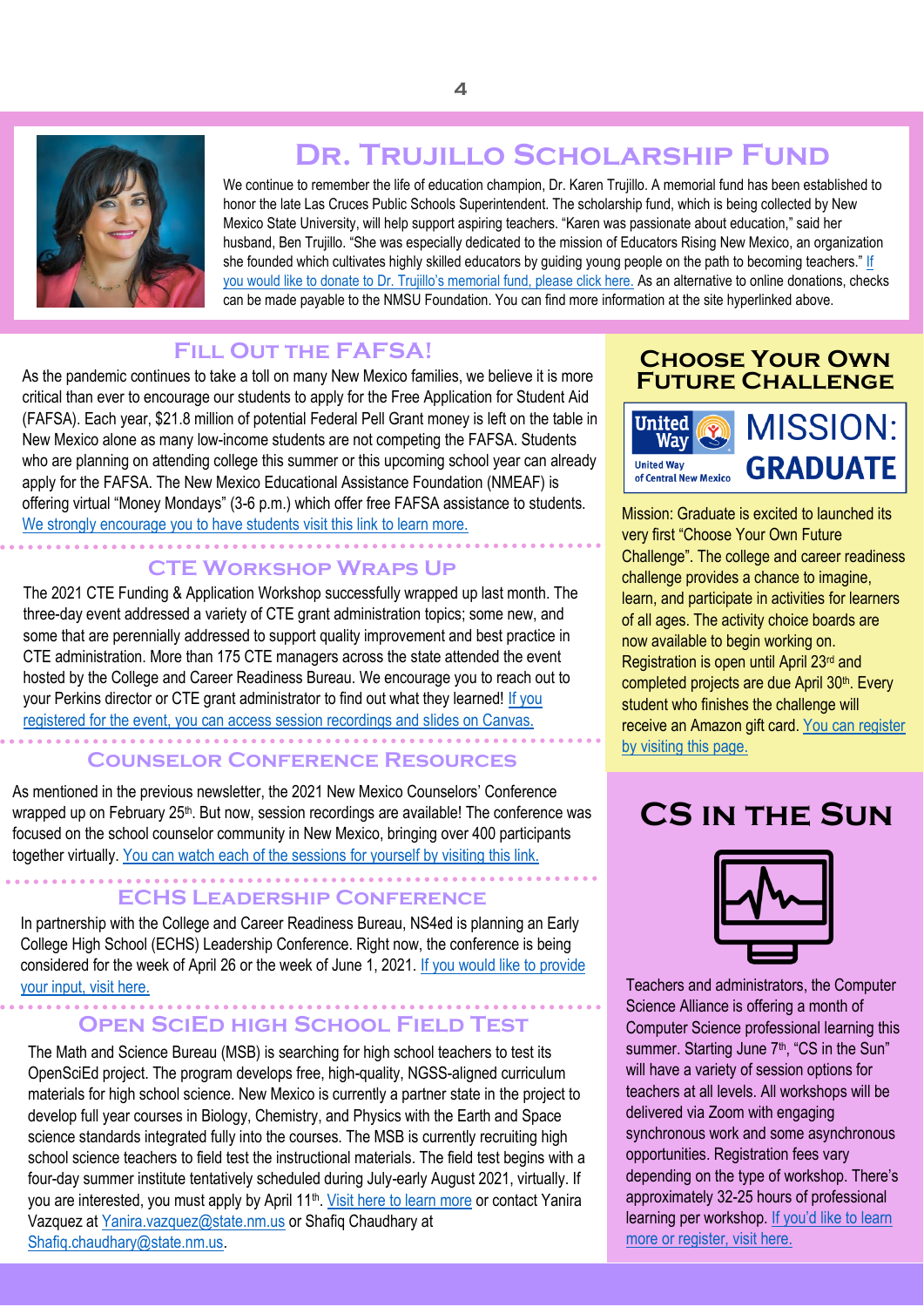## Dr. Trujillo Scholarship Fund

We continue to remember the life of education champion, Dr. Karen Trujillo. A memorial fund has been established to honor the late Las Cruces Public Schools Superintendent. The scholarship fund, which is being collected by New Mexico State University, will help support aspiring teachers. "Karen was passionate about education," said her husband, Ben Trujillo. "She was especially dedicated to the mission of Educators Rising New Mexico, an organization she founded which cultivates highly skilled educators by guiding young people on the path to becoming teachers." If you would like to donate to Dr. Trujillo's memorial fund, please click here. As an alternative to online donations, checks can be made payable to the NMSU Foundation. You can find more information at the site hyperlinked above.

## Fill Out the FAFSA!

As the pandemic continues to take a toll on many New Mexico families, we believe it is more critical than ever to encourage our students to apply for the Free Application for Student Aid (FAFSA). Each year, $21.8 million of potential Federal Pell Grant money is left on the table in New Mexico alone as many low-income students are not competing the FAFSA. Students who are planning on attending college this summer or this upcoming school year can already apply for the FAFSA. The New Mexico Educational Assistance Foundation (NMEAF) is offering virtual "Money Mondays" (3-6 p.m.) which offer free FAFSA assistance to students. We strongly encourage you to have students visit this link to learn more.

## CTE Workshop Wraps Up

The 2021 CTE Funding & Application Workshop successfully wrapped up last month. The three-day event addressed a variety of CTE grant administration topics; some new, and some that are perennially addressed to support quality improvement and best practice in CTE administration. More than 175 CTE managers across the state attended the event hosted by the College and Career Readiness Bureau. We encourage you to reach out to your Perkins director or CTE grant administrator to find out what they learned! If you registered for the event, you can access session recordings and slides on Canvas.

## Counselor Conference Resources

As mentioned in the previous newsletter, the 2021 New Mexico Counselors' Conference wrapped up on February 25th. But now, session recordings are available! The conference was focused on the school counselor community in New Mexico, bringing over 400 participants together virtually. You can watch each of the sessions for yourself by visiting this link.

## ECHS Leadership Conference

In partnership with the College and Career Readiness Bureau, NS4ed is planning an Early College High School (ECHS) Leadership Conference. Right now, the conference is being considered for the week of April 26 or the week of June 1, 2021. If you would like to provide your input, visit here.

## Open SciEd High School Field Test

The Math and Science Bureau (MSB) is searching for high school teachers to test its OpenSciEd project. The program develops free, high-quality, NGSS-aligned curriculum materials for high school science. New Mexico is currently a partner state in the project to develop full year courses in Biology, Chemistry, and Physics with the Earth and Space science standards integrated fully into the courses. The MSB is currently recruiting high school science teachers to field test the instructional materials. The field test begins with a four-day summer institute tentatively scheduled during July-early August 2021, virtually. If you are interested, you must apply by April 11th. Visit here to learn more or contact Yanira Vazquez at Yanira.vazquez@state.nm.us or Shafiq Chaudhary at Shafiq.chaudhary@state.nm.us.

## Choose Your Own Future Challenge

United Way of Central New Mexico — MISSION: GRADUATE

Mission: Graduate is excited to launched its very first "Choose Your Own Future Challenge". The college and career readiness challenge provides a chance to imagine, learn, and participate in activities for learners of all ages. The activity choice boards are now available to begin working on. Registration is open until April 23rd and completed projects are due April 30th. Every student who finishes the challenge will receive an Amazon gift card. You can register by visiting this page.

## CS in the Sun

Teachers and administrators, the Computer Science Alliance is offering a month of Computer Science professional learning this summer. Starting June 7th, "CS in the Sun" will have a variety of session options for teachers at all levels. All workshops will be delivered via Zoom with engaging synchronous work and some asynchronous opportunities. Registration fees vary depending on the type of workshop. There's approximately 32-25 hours of professional learning per workshop. If you'd like to learn more or register, visit here.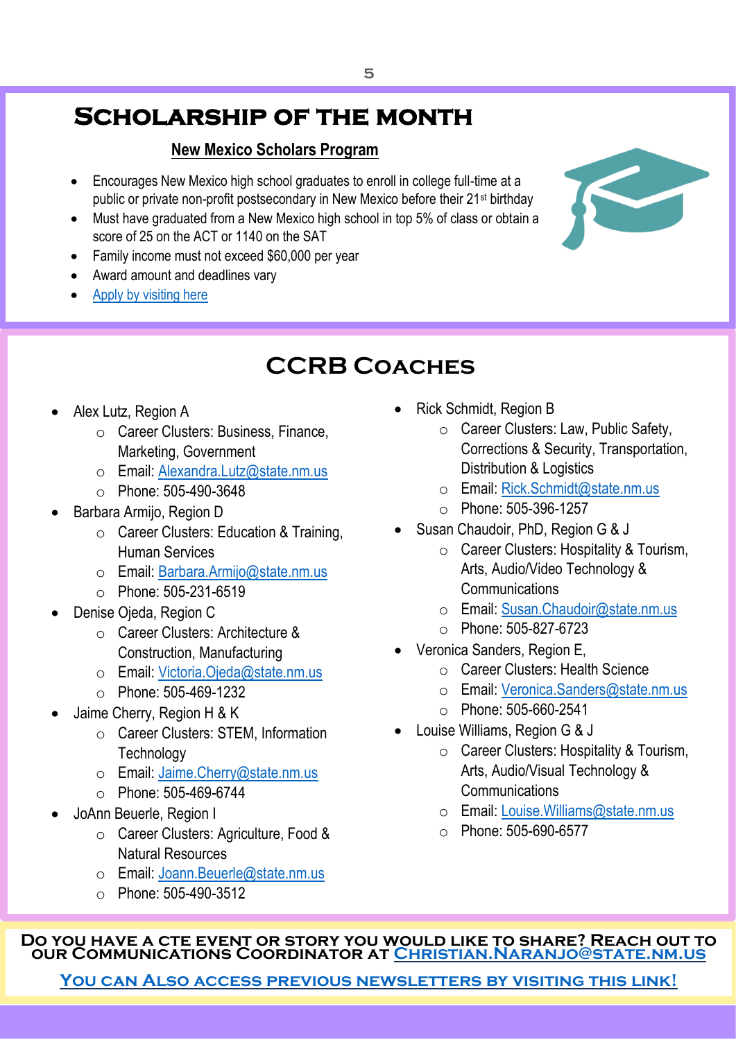# Scholarship of the Month

## New Mexico Scholars Program

- Encourages New Mexico high school graduates to enroll in college full-time at a public or private non-profit postsecondary in New Mexico before their 21st birthday
- Must have graduated from a New Mexico high school in top 5% of class or obtain a score of 25 on the ACT or 1140 on the SAT
- Family income must not exceed $60,000 per year
- Award amount and deadlines vary
- Apply by visiting here

# CCRB Coaches

- Alex Lutz, Region A
  - Career Clusters: Business, Finance, Marketing, Government
  - Email: Alexandra.Lutz@state.nm.us
  - Phone: 505-490-3648
- Barbara Armijo, Region D
  - Career Clusters: Education & Training, Human Services
  - Email: Barbara.Armijo@state.nm.us
  - Phone: 505-231-6519
- Denise Ojeda, Region C
  - Career Clusters: Architecture & Construction, Manufacturing
  - Email: Victoria.Ojeda@state.nm.us
  - Phone: 505-469-1232
- Jaime Cherry, Region H & K
  - Career Clusters: STEM, Information Technology
  - Email: Jaime.Cherry@state.nm.us
  - Phone: 505-469-6744
- JoAnn Beuerle, Region I
  - Career Clusters: Agriculture, Food & Natural Resources
  - Email: Joann.Beuerle@state.nm.us
  - Phone: 505-490-3512
- Rick Schmidt, Region B
  - Career Clusters: Law, Public Safety, Corrections & Security, Transportation, Distribution & Logistics
  - Email: Rick.Schmidt@state.nm.us
  - Phone: 505-396-1257
- Susan Chaudoir, PhD, Region G & J
  - Career Clusters: Hospitality & Tourism, Arts, Audio/Video Technology & Communications
  - Email: Susan.Chaudoir@state.nm.us
  - Phone: 505-827-6723
- Veronica Sanders, Region E,
  - Career Clusters: Health Science
  - Email: Veronica.Sanders@state.nm.us
  - Phone: 505-660-2541
- Louise Williams, Region G & J
  - Career Clusters: Hospitality & Tourism, Arts, Audio/Visual Technology & Communications
  - Email: Louise.Williams@state.nm.us
  - Phone: 505-690-6577

**Do you have a CTE event or story you would like to share? Reach out to our Communications Coordinator at Christian.Naranjo@state.nm.us**

**You can also access previous newsletters by visiting this link!**